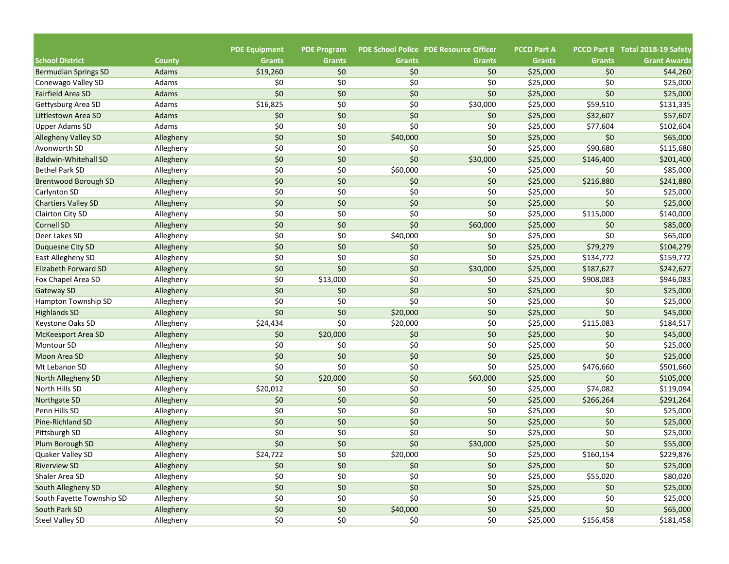| School District | County | PDE Equipment Grants | PDE Program Grants | PDE School Police Grants | PDE Resource Officer Grants | PCCD Part A Grants | PCCD Part B Grants | Total 2018-19 Safety Grant Awards |
|---|---|---|---|---|---|---|---|---|
| Bermudian Springs SD | Adams | $19,260 | $0 | $0 | $0 | $25,000 | $0 | $44,260 |
| Conewago Valley SD | Adams | $0 | $0 | $0 | $0 | $25,000 | $0 | $25,000 |
| Fairfield Area SD | Adams | $0 | $0 | $0 | $0 | $25,000 | $0 | $25,000 |
| Gettysburg Area SD | Adams | $16,825 | $0 | $0 | $30,000 | $25,000 | $59,510 | $131,335 |
| Littlestown Area SD | Adams | $0 | $0 | $0 | $0 | $25,000 | $32,607 | $57,607 |
| Upper Adams SD | Adams | $0 | $0 | $0 | $0 | $25,000 | $77,604 | $102,604 |
| Allegheny Valley SD | Allegheny | $0 | $0 | $40,000 | $0 | $25,000 | $0 | $65,000 |
| Avonworth SD | Allegheny | $0 | $0 | $0 | $0 | $25,000 | $90,680 | $115,680 |
| Baldwin-Whitehall SD | Allegheny | $0 | $0 | $0 | $30,000 | $25,000 | $146,400 | $201,400 |
| Bethel Park SD | Allegheny | $0 | $0 | $60,000 | $0 | $25,000 | $0 | $85,000 |
| Brentwood Borough SD | Allegheny | $0 | $0 | $0 | $0 | $25,000 | $216,880 | $241,880 |
| Carlynton SD | Allegheny | $0 | $0 | $0 | $0 | $25,000 | $0 | $25,000 |
| Chartiers Valley SD | Allegheny | $0 | $0 | $0 | $0 | $25,000 | $0 | $25,000 |
| Clairton City SD | Allegheny | $0 | $0 | $0 | $0 | $25,000 | $115,000 | $140,000 |
| Cornell SD | Allegheny | $0 | $0 | $0 | $60,000 | $25,000 | $0 | $85,000 |
| Deer Lakes SD | Allegheny | $0 | $0 | $40,000 | $0 | $25,000 | $0 | $65,000 |
| Duquesne City SD | Allegheny | $0 | $0 | $0 | $0 | $25,000 | $79,279 | $104,279 |
| East Allegheny SD | Allegheny | $0 | $0 | $0 | $0 | $25,000 | $134,772 | $159,772 |
| Elizabeth Forward SD | Allegheny | $0 | $0 | $0 | $30,000 | $25,000 | $187,627 | $242,627 |
| Fox Chapel Area SD | Allegheny | $0 | $13,000 | $0 | $0 | $25,000 | $908,083 | $946,083 |
| Gateway SD | Allegheny | $0 | $0 | $0 | $0 | $25,000 | $0 | $25,000 |
| Hampton Township SD | Allegheny | $0 | $0 | $0 | $0 | $25,000 | $0 | $25,000 |
| Highlands SD | Allegheny | $0 | $0 | $20,000 | $0 | $25,000 | $0 | $45,000 |
| Keystone Oaks SD | Allegheny | $24,434 | $0 | $20,000 | $0 | $25,000 | $115,083 | $184,517 |
| McKeesport Area SD | Allegheny | $0 | $20,000 | $0 | $0 | $25,000 | $0 | $45,000 |
| Montour SD | Allegheny | $0 | $0 | $0 | $0 | $25,000 | $0 | $25,000 |
| Moon Area SD | Allegheny | $0 | $0 | $0 | $0 | $25,000 | $0 | $25,000 |
| Mt Lebanon SD | Allegheny | $0 | $0 | $0 | $0 | $25,000 | $476,660 | $501,660 |
| North Allegheny SD | Allegheny | $0 | $20,000 | $0 | $60,000 | $25,000 | $0 | $105,000 |
| North Hills SD | Allegheny | $20,012 | $0 | $0 | $0 | $25,000 | $74,082 | $119,094 |
| Northgate SD | Allegheny | $0 | $0 | $0 | $0 | $25,000 | $266,264 | $291,264 |
| Penn Hills SD | Allegheny | $0 | $0 | $0 | $0 | $25,000 | $0 | $25,000 |
| Pine-Richland SD | Allegheny | $0 | $0 | $0 | $0 | $25,000 | $0 | $25,000 |
| Pittsburgh SD | Allegheny | $0 | $0 | $0 | $0 | $25,000 | $0 | $25,000 |
| Plum Borough SD | Allegheny | $0 | $0 | $0 | $30,000 | $25,000 | $0 | $55,000 |
| Quaker Valley SD | Allegheny | $24,722 | $0 | $20,000 | $0 | $25,000 | $160,154 | $229,876 |
| Riverview SD | Allegheny | $0 | $0 | $0 | $0 | $25,000 | $0 | $25,000 |
| Shaler Area SD | Allegheny | $0 | $0 | $0 | $0 | $25,000 | $55,020 | $80,020 |
| South Allegheny SD | Allegheny | $0 | $0 | $0 | $0 | $25,000 | $0 | $25,000 |
| South Fayette Township SD | Allegheny | $0 | $0 | $0 | $0 | $25,000 | $0 | $25,000 |
| South Park SD | Allegheny | $0 | $0 | $40,000 | $0 | $25,000 | $0 | $65,000 |
| Steel Valley SD | Allegheny | $0 | $0 | $0 | $0 | $25,000 | $156,458 | $181,458 |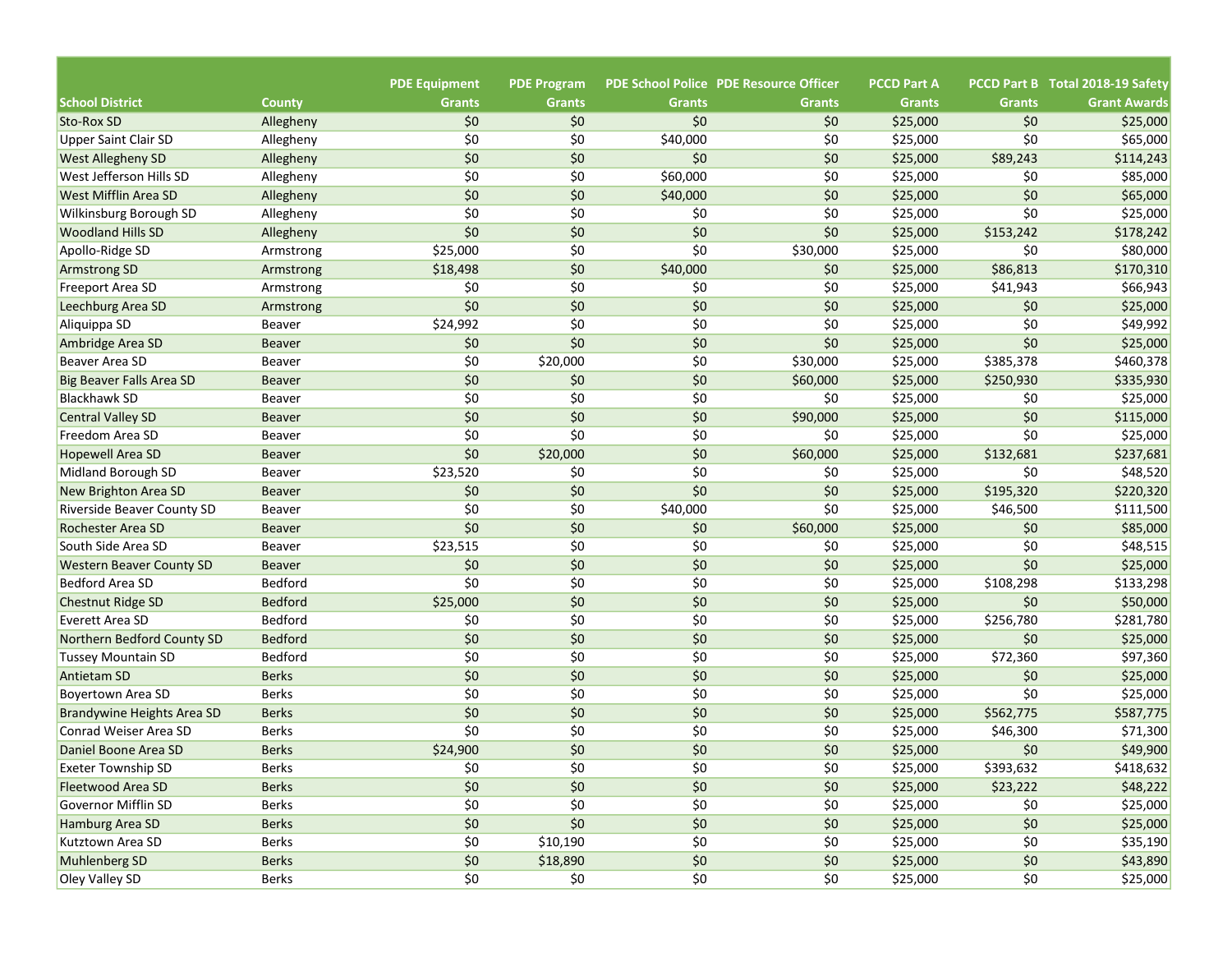| School District | County | PDE Equipment Grants | PDE Program Grants | PDE School Police Grants | PDE Resource Officer Grants | PCCD Part A Grants | PCCD Part B Grants | Total 2018-19 Safety Grant Awards |
|---|---|---|---|---|---|---|---|---|
| Sto-Rox SD | Allegheny | $0 | $0 | $0 | $0 | $25,000 | $0 | $25,000 |
| Upper Saint Clair SD | Allegheny | $0 | $0 | $40,000 | $0 | $25,000 | $0 | $65,000 |
| West Allegheny SD | Allegheny | $0 | $0 | $0 | $0 | $25,000 | $89,243 | $114,243 |
| West Jefferson Hills SD | Allegheny | $0 | $0 | $60,000 | $0 | $25,000 | $0 | $85,000 |
| West Mifflin Area SD | Allegheny | $0 | $0 | $40,000 | $0 | $25,000 | $0 | $65,000 |
| Wilkinsburg Borough SD | Allegheny | $0 | $0 | $0 | $0 | $25,000 | $0 | $25,000 |
| Woodland Hills SD | Allegheny | $0 | $0 | $0 | $0 | $25,000 | $153,242 | $178,242 |
| Apollo-Ridge SD | Armstrong | $25,000 | $0 | $0 | $30,000 | $25,000 | $0 | $80,000 |
| Armstrong SD | Armstrong | $18,498 | $0 | $40,000 | $0 | $25,000 | $86,813 | $170,310 |
| Freeport Area SD | Armstrong | $0 | $0 | $0 | $0 | $25,000 | $41,943 | $66,943 |
| Leechburg Area SD | Armstrong | $0 | $0 | $0 | $0 | $25,000 | $0 | $25,000 |
| Aliquippa SD | Beaver | $24,992 | $0 | $0 | $0 | $25,000 | $0 | $49,992 |
| Ambridge Area SD | Beaver | $0 | $0 | $0 | $0 | $25,000 | $0 | $25,000 |
| Beaver Area SD | Beaver | $0 | $20,000 | $0 | $30,000 | $25,000 | $385,378 | $460,378 |
| Big Beaver Falls Area SD | Beaver | $0 | $0 | $0 | $60,000 | $25,000 | $250,930 | $335,930 |
| Blackhawk SD | Beaver | $0 | $0 | $0 | $0 | $25,000 | $0 | $25,000 |
| Central Valley SD | Beaver | $0 | $0 | $0 | $90,000 | $25,000 | $0 | $115,000 |
| Freedom Area SD | Beaver | $0 | $0 | $0 | $0 | $25,000 | $0 | $25,000 |
| Hopewell Area SD | Beaver | $0 | $20,000 | $0 | $60,000 | $25,000 | $132,681 | $237,681 |
| Midland Borough SD | Beaver | $23,520 | $0 | $0 | $0 | $25,000 | $0 | $48,520 |
| New Brighton Area SD | Beaver | $0 | $0 | $0 | $0 | $25,000 | $195,320 | $220,320 |
| Riverside Beaver County SD | Beaver | $0 | $0 | $40,000 | $0 | $25,000 | $46,500 | $111,500 |
| Rochester Area SD | Beaver | $0 | $0 | $0 | $60,000 | $25,000 | $0 | $85,000 |
| South Side Area SD | Beaver | $23,515 | $0 | $0 | $0 | $25,000 | $0 | $48,515 |
| Western Beaver County SD | Beaver | $0 | $0 | $0 | $0 | $25,000 | $0 | $25,000 |
| Bedford Area SD | Bedford | $0 | $0 | $0 | $0 | $25,000 | $108,298 | $133,298 |
| Chestnut Ridge SD | Bedford | $25,000 | $0 | $0 | $0 | $25,000 | $0 | $50,000 |
| Everett Area SD | Bedford | $0 | $0 | $0 | $0 | $25,000 | $256,780 | $281,780 |
| Northern Bedford County SD | Bedford | $0 | $0 | $0 | $0 | $25,000 | $0 | $25,000 |
| Tussey Mountain SD | Bedford | $0 | $0 | $0 | $0 | $25,000 | $72,360 | $97,360 |
| Antietam SD | Berks | $0 | $0 | $0 | $0 | $25,000 | $0 | $25,000 |
| Boyertown Area SD | Berks | $0 | $0 | $0 | $0 | $25,000 | $0 | $25,000 |
| Brandywine Heights Area SD | Berks | $0 | $0 | $0 | $0 | $25,000 | $562,775 | $587,775 |
| Conrad Weiser Area SD | Berks | $0 | $0 | $0 | $0 | $25,000 | $46,300 | $71,300 |
| Daniel Boone Area SD | Berks | $24,900 | $0 | $0 | $0 | $25,000 | $0 | $49,900 |
| Exeter Township SD | Berks | $0 | $0 | $0 | $0 | $25,000 | $393,632 | $418,632 |
| Fleetwood Area SD | Berks | $0 | $0 | $0 | $0 | $25,000 | $23,222 | $48,222 |
| Governor Mifflin SD | Berks | $0 | $0 | $0 | $0 | $25,000 | $0 | $25,000 |
| Hamburg Area SD | Berks | $0 | $0 | $0 | $0 | $25,000 | $0 | $25,000 |
| Kutztown Area SD | Berks | $0 | $10,190 | $0 | $0 | $25,000 | $0 | $35,190 |
| Muhlenberg SD | Berks | $0 | $18,890 | $0 | $0 | $25,000 | $0 | $43,890 |
| Oley Valley SD | Berks | $0 | $0 | $0 | $0 | $25,000 | $0 | $25,000 |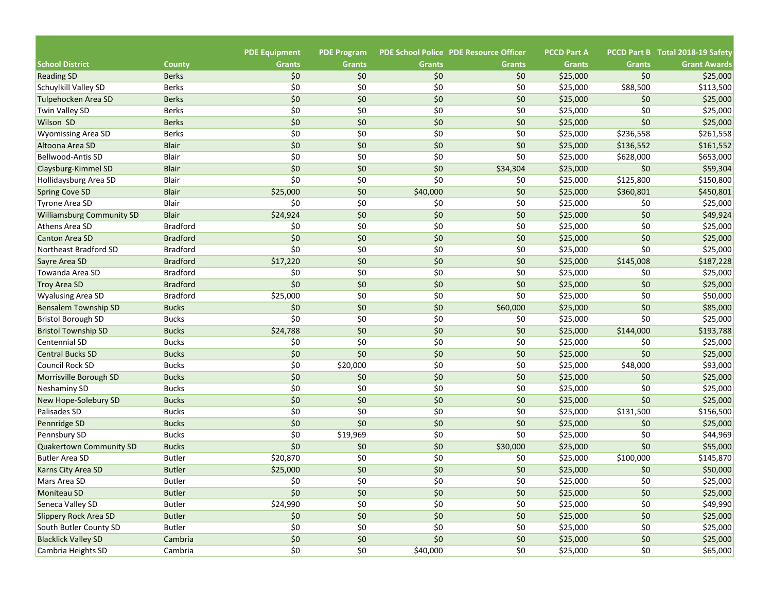| School District | County | PDE Equipment Grants | PDE Program Grants | PDE School Police Grants | PDE Resource Officer Grants | PCCD Part A Grants | PCCD Part B Grants | Total 2018-19 Safety Grant Awards |
|---|---|---|---|---|---|---|---|---|
| Reading SD | Berks | $0 | $0 | $0 | $0 | $25,000 | $0 | $25,000 |
| Schuylkill Valley SD | Berks | $0 | $0 | $0 | $0 | $25,000 | $88,500 | $113,500 |
| Tulpehocken Area SD | Berks | $0 | $0 | $0 | $0 | $25,000 | $0 | $25,000 |
| Twin Valley SD | Berks | $0 | $0 | $0 | $0 | $25,000 | $0 | $25,000 |
| Wilson SD | Berks | $0 | $0 | $0 | $0 | $25,000 | $0 | $25,000 |
| Wyomissing Area SD | Berks | $0 | $0 | $0 | $0 | $25,000 | $236,558 | $261,558 |
| Altoona Area SD | Blair | $0 | $0 | $0 | $0 | $25,000 | $136,552 | $161,552 |
| Bellwood-Antis SD | Blair | $0 | $0 | $0 | $0 | $25,000 | $628,000 | $653,000 |
| Claysburg-Kimmel SD | Blair | $0 | $0 | $0 | $34,304 | $25,000 | $0 | $59,304 |
| Hollidaysburg Area SD | Blair | $0 | $0 | $0 | $0 | $25,000 | $125,800 | $150,800 |
| Spring Cove SD | Blair | $25,000 | $0 | $40,000 | $0 | $25,000 | $360,801 | $450,801 |
| Tyrone Area SD | Blair | $0 | $0 | $0 | $0 | $25,000 | $0 | $25,000 |
| Williamsburg Community SD | Blair | $24,924 | $0 | $0 | $0 | $25,000 | $0 | $49,924 |
| Athens Area SD | Bradford | $0 | $0 | $0 | $0 | $25,000 | $0 | $25,000 |
| Canton Area SD | Bradford | $0 | $0 | $0 | $0 | $25,000 | $0 | $25,000 |
| Northeast Bradford SD | Bradford | $0 | $0 | $0 | $0 | $25,000 | $0 | $25,000 |
| Sayre Area SD | Bradford | $17,220 | $0 | $0 | $0 | $25,000 | $145,008 | $187,228 |
| Towanda Area SD | Bradford | $0 | $0 | $0 | $0 | $25,000 | $0 | $25,000 |
| Troy Area SD | Bradford | $0 | $0 | $0 | $0 | $25,000 | $0 | $25,000 |
| Wyalusing Area SD | Bradford | $25,000 | $0 | $0 | $0 | $25,000 | $0 | $50,000 |
| Bensalem Township SD | Bucks | $0 | $0 | $0 | $60,000 | $25,000 | $0 | $85,000 |
| Bristol Borough SD | Bucks | $0 | $0 | $0 | $0 | $25,000 | $0 | $25,000 |
| Bristol Township SD | Bucks | $24,788 | $0 | $0 | $0 | $25,000 | $144,000 | $193,788 |
| Centennial SD | Bucks | $0 | $0 | $0 | $0 | $25,000 | $0 | $25,000 |
| Central Bucks SD | Bucks | $0 | $0 | $0 | $0 | $25,000 | $0 | $25,000 |
| Council Rock SD | Bucks | $0 | $20,000 | $0 | $0 | $25,000 | $48,000 | $93,000 |
| Morrisville Borough SD | Bucks | $0 | $0 | $0 | $0 | $25,000 | $0 | $25,000 |
| Neshaminy SD | Bucks | $0 | $0 | $0 | $0 | $25,000 | $0 | $25,000 |
| New Hope-Solebury SD | Bucks | $0 | $0 | $0 | $0 | $25,000 | $0 | $25,000 |
| Palisades SD | Bucks | $0 | $0 | $0 | $0 | $25,000 | $131,500 | $156,500 |
| Pennridge SD | Bucks | $0 | $0 | $0 | $0 | $25,000 | $0 | $25,000 |
| Pennsbury SD | Bucks | $0 | $19,969 | $0 | $0 | $25,000 | $0 | $44,969 |
| Quakertown Community SD | Bucks | $0 | $0 | $0 | $30,000 | $25,000 | $0 | $55,000 |
| Butler Area SD | Butler | $20,870 | $0 | $0 | $0 | $25,000 | $100,000 | $145,870 |
| Karns City Area SD | Butler | $25,000 | $0 | $0 | $0 | $25,000 | $0 | $50,000 |
| Mars Area SD | Butler | $0 | $0 | $0 | $0 | $25,000 | $0 | $25,000 |
| Moniteau SD | Butler | $0 | $0 | $0 | $0 | $25,000 | $0 | $25,000 |
| Seneca Valley SD | Butler | $24,990 | $0 | $0 | $0 | $25,000 | $0 | $49,990 |
| Slippery Rock Area SD | Butler | $0 | $0 | $0 | $0 | $25,000 | $0 | $25,000 |
| South Butler County SD | Butler | $0 | $0 | $0 | $0 | $25,000 | $0 | $25,000 |
| Blacklick Valley SD | Cambria | $0 | $0 | $0 | $0 | $25,000 | $0 | $25,000 |
| Cambria Heights SD | Cambria | $0 | $0 | $40,000 | $0 | $25,000 | $0 | $65,000 |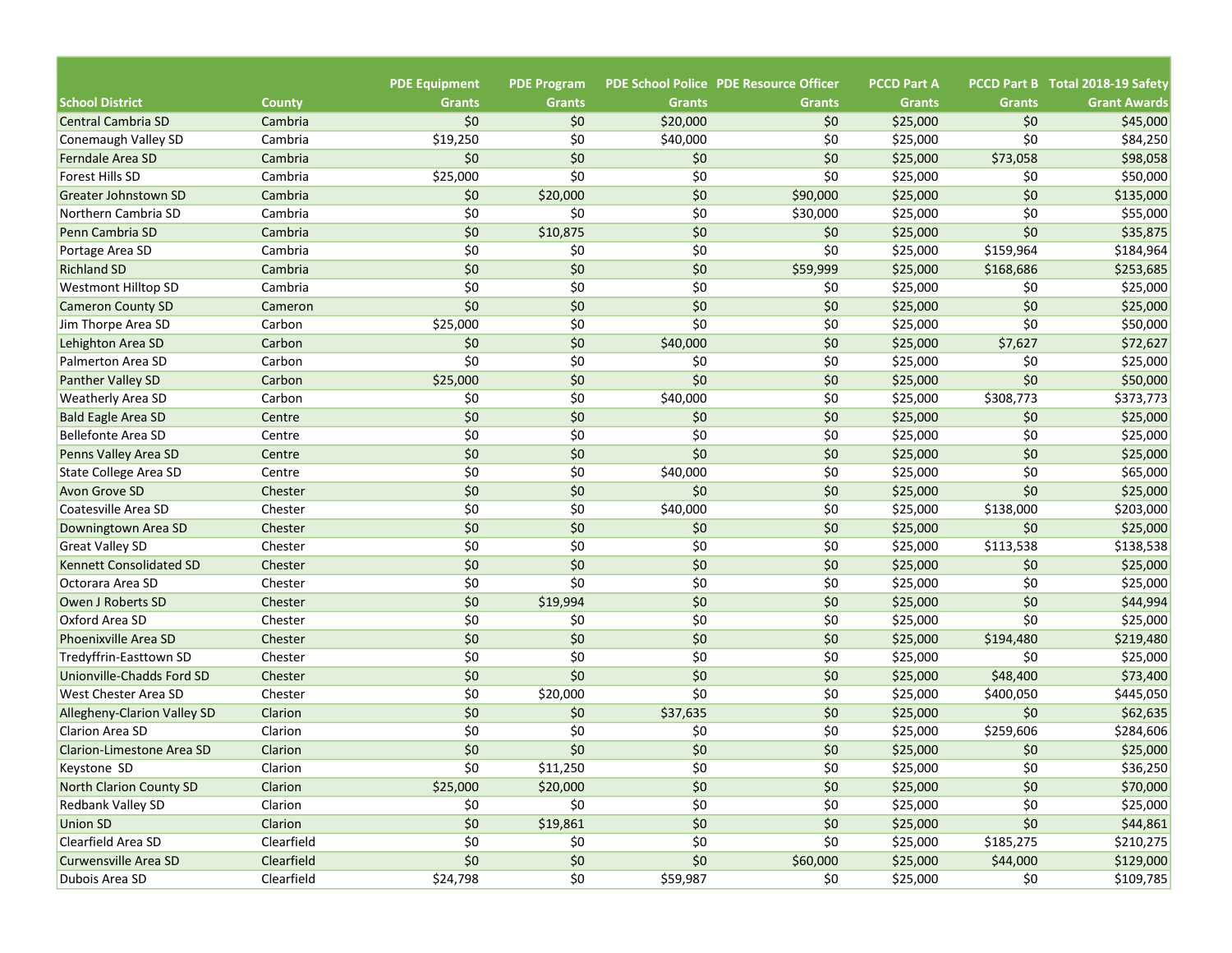| School District | County | PDE Equipment Grants | PDE Program Grants | PDE School Police Grants | PDE Resource Officer Grants | PCCD Part A Grants | PCCD Part B Grants | Total 2018-19 Safety Grant Awards |
|---|---|---|---|---|---|---|---|---|
| Central Cambria SD | Cambria | $0 | $0 | $20,000 | $0 | $25,000 | $0 | $45,000 |
| Conemaugh Valley SD | Cambria | $19,250 | $0 | $40,000 | $0 | $25,000 | $0 | $84,250 |
| Ferndale Area SD | Cambria | $0 | $0 | $0 | $0 | $25,000 | $73,058 | $98,058 |
| Forest Hills SD | Cambria | $25,000 | $0 | $0 | $0 | $25,000 | $0 | $50,000 |
| Greater Johnstown SD | Cambria | $0 | $20,000 | $0 | $90,000 | $25,000 | $0 | $135,000 |
| Northern Cambria SD | Cambria | $0 | $0 | $0 | $30,000 | $25,000 | $0 | $55,000 |
| Penn Cambria SD | Cambria | $0 | $10,875 | $0 | $0 | $25,000 | $0 | $35,875 |
| Portage Area SD | Cambria | $0 | $0 | $0 | $0 | $25,000 | $159,964 | $184,964 |
| Richland SD | Cambria | $0 | $0 | $0 | $59,999 | $25,000 | $168,686 | $253,685 |
| Westmont Hilltop SD | Cambria | $0 | $0 | $0 | $0 | $25,000 | $0 | $25,000 |
| Cameron County SD | Cameron | $0 | $0 | $0 | $0 | $25,000 | $0 | $25,000 |
| Jim Thorpe Area SD | Carbon | $25,000 | $0 | $0 | $0 | $25,000 | $0 | $50,000 |
| Lehighton Area SD | Carbon | $0 | $0 | $40,000 | $0 | $25,000 | $7,627 | $72,627 |
| Palmerton Area SD | Carbon | $0 | $0 | $0 | $0 | $25,000 | $0 | $25,000 |
| Panther Valley SD | Carbon | $25,000 | $0 | $0 | $0 | $25,000 | $0 | $50,000 |
| Weatherly Area SD | Carbon | $0 | $0 | $40,000 | $0 | $25,000 | $308,773 | $373,773 |
| Bald Eagle Area SD | Centre | $0 | $0 | $0 | $0 | $25,000 | $0 | $25,000 |
| Bellefonte Area SD | Centre | $0 | $0 | $0 | $0 | $25,000 | $0 | $25,000 |
| Penns Valley Area SD | Centre | $0 | $0 | $0 | $0 | $25,000 | $0 | $25,000 |
| State College Area SD | Centre | $0 | $0 | $40,000 | $0 | $25,000 | $0 | $65,000 |
| Avon Grove SD | Chester | $0 | $0 | $0 | $0 | $25,000 | $0 | $25,000 |
| Coatesville Area SD | Chester | $0 | $0 | $40,000 | $0 | $25,000 | $138,000 | $203,000 |
| Downingtown Area SD | Chester | $0 | $0 | $0 | $0 | $25,000 | $0 | $25,000 |
| Great Valley SD | Chester | $0 | $0 | $0 | $0 | $25,000 | $113,538 | $138,538 |
| Kennett Consolidated SD | Chester | $0 | $0 | $0 | $0 | $25,000 | $0 | $25,000 |
| Octorara Area SD | Chester | $0 | $0 | $0 | $0 | $25,000 | $0 | $25,000 |
| Owen J Roberts SD | Chester | $0 | $19,994 | $0 | $0 | $25,000 | $0 | $44,994 |
| Oxford Area SD | Chester | $0 | $0 | $0 | $0 | $25,000 | $0 | $25,000 |
| Phoenixville Area SD | Chester | $0 | $0 | $0 | $0 | $25,000 | $194,480 | $219,480 |
| Tredyffrin-Easttown SD | Chester | $0 | $0 | $0 | $0 | $25,000 | $0 | $25,000 |
| Unionville-Chadds Ford SD | Chester | $0 | $0 | $0 | $0 | $25,000 | $48,400 | $73,400 |
| West Chester Area SD | Chester | $0 | $20,000 | $0 | $0 | $25,000 | $400,050 | $445,050 |
| Allegheny-Clarion Valley SD | Clarion | $0 | $0 | $37,635 | $0 | $25,000 | $0 | $62,635 |
| Clarion Area SD | Clarion | $0 | $0 | $0 | $0 | $25,000 | $259,606 | $284,606 |
| Clarion-Limestone Area SD | Clarion | $0 | $0 | $0 | $0 | $25,000 | $0 | $25,000 |
| Keystone SD | Clarion | $0 | $11,250 | $0 | $0 | $25,000 | $0 | $36,250 |
| North Clarion County SD | Clarion | $25,000 | $20,000 | $0 | $0 | $25,000 | $0 | $70,000 |
| Redbank Valley SD | Clarion | $0 | $0 | $0 | $0 | $25,000 | $0 | $25,000 |
| Union SD | Clarion | $0 | $19,861 | $0 | $0 | $25,000 | $0 | $44,861 |
| Clearfield Area SD | Clearfield | $0 | $0 | $0 | $0 | $25,000 | $185,275 | $210,275 |
| Curwensville Area SD | Clearfield | $0 | $0 | $0 | $60,000 | $25,000 | $44,000 | $129,000 |
| Dubois Area SD | Clearfield | $24,798 | $0 | $59,987 | $0 | $25,000 | $0 | $109,785 |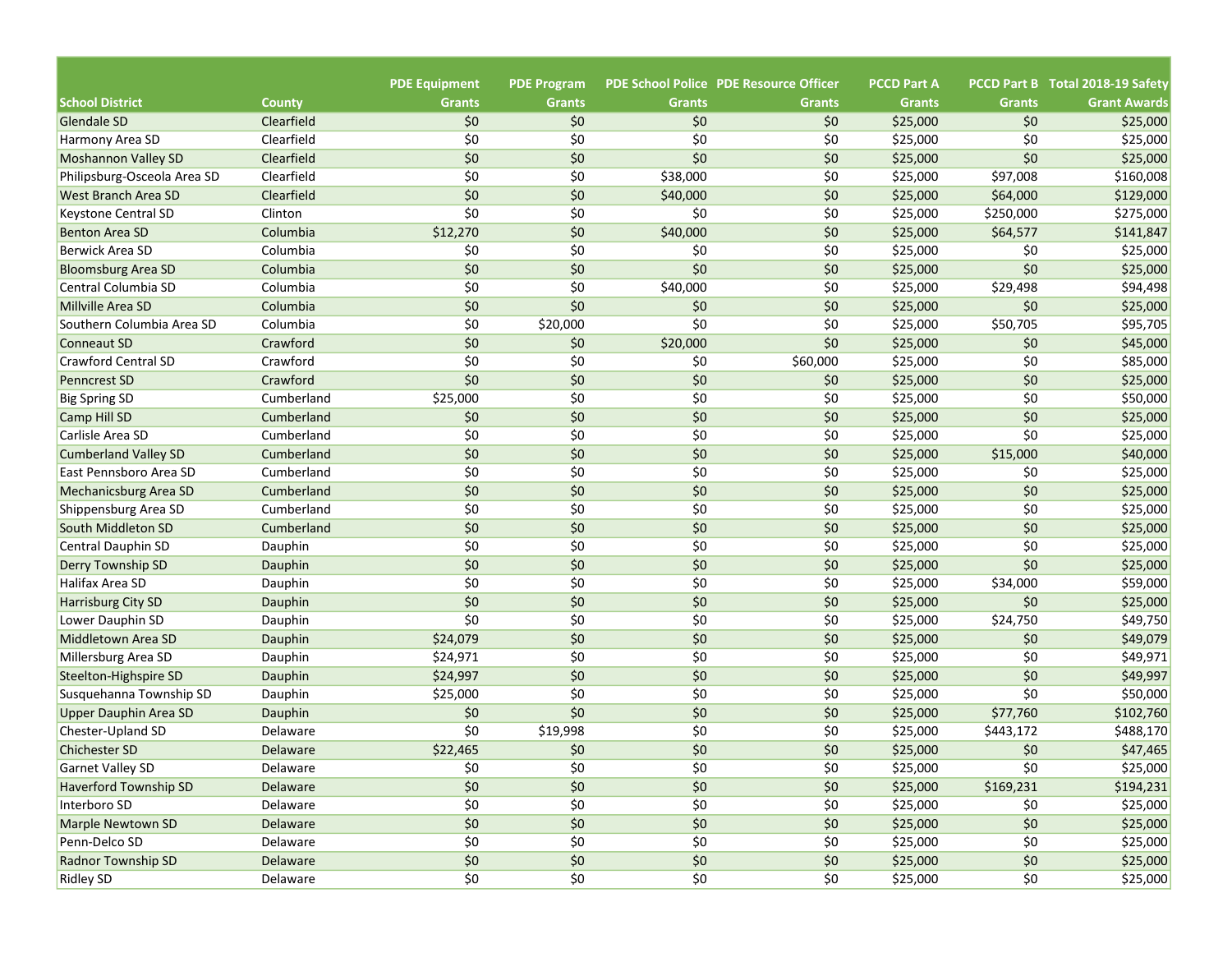| School District | County | PDE Equipment Grants | PDE Program Grants | PDE School Police Grants | PDE Resource Officer Grants | PCCD Part A Grants | PCCD Part B Grants | Total 2018-19 Safety Grant Awards |
|---|---|---|---|---|---|---|---|---|
| Glendale SD | Clearfield | $0 | $0 | $0 | $0 | $25,000 | $0 | $25,000 |
| Harmony Area SD | Clearfield | $0 | $0 | $0 | $0 | $25,000 | $0 | $25,000 |
| Moshannon Valley SD | Clearfield | $0 | $0 | $0 | $0 | $25,000 | $0 | $25,000 |
| Philipsburg-Osceola Area SD | Clearfield | $0 | $0 | $38,000 | $0 | $25,000 | $97,008 | $160,008 |
| West Branch Area SD | Clearfield | $0 | $0 | $40,000 | $0 | $25,000 | $64,000 | $129,000 |
| Keystone Central SD | Clinton | $0 | $0 | $0 | $0 | $25,000 | $250,000 | $275,000 |
| Benton Area SD | Columbia | $12,270 | $0 | $40,000 | $0 | $25,000 | $64,577 | $141,847 |
| Berwick Area SD | Columbia | $0 | $0 | $0 | $0 | $25,000 | $0 | $25,000 |
| Bloomsburg Area SD | Columbia | $0 | $0 | $0 | $0 | $25,000 | $0 | $25,000 |
| Central Columbia SD | Columbia | $0 | $0 | $40,000 | $0 | $25,000 | $29,498 | $94,498 |
| Millville Area SD | Columbia | $0 | $0 | $0 | $0 | $25,000 | $0 | $25,000 |
| Southern Columbia Area SD | Columbia | $0 | $20,000 | $0 | $0 | $25,000 | $50,705 | $95,705 |
| Conneaut SD | Crawford | $0 | $0 | $20,000 | $0 | $25,000 | $0 | $45,000 |
| Crawford Central SD | Crawford | $0 | $0 | $0 | $60,000 | $25,000 | $0 | $85,000 |
| Penncrest SD | Crawford | $0 | $0 | $0 | $0 | $25,000 | $0 | $25,000 |
| Big Spring SD | Cumberland | $25,000 | $0 | $0 | $0 | $25,000 | $0 | $50,000 |
| Camp Hill SD | Cumberland | $0 | $0 | $0 | $0 | $25,000 | $0 | $25,000 |
| Carlisle Area SD | Cumberland | $0 | $0 | $0 | $0 | $25,000 | $0 | $25,000 |
| Cumberland Valley SD | Cumberland | $0 | $0 | $0 | $0 | $25,000 | $15,000 | $40,000 |
| East Pennsboro Area SD | Cumberland | $0 | $0 | $0 | $0 | $25,000 | $0 | $25,000 |
| Mechanicsburg Area SD | Cumberland | $0 | $0 | $0 | $0 | $25,000 | $0 | $25,000 |
| Shippensburg Area SD | Cumberland | $0 | $0 | $0 | $0 | $25,000 | $0 | $25,000 |
| South Middleton SD | Cumberland | $0 | $0 | $0 | $0 | $25,000 | $0 | $25,000 |
| Central Dauphin SD | Dauphin | $0 | $0 | $0 | $0 | $25,000 | $0 | $25,000 |
| Derry Township SD | Dauphin | $0 | $0 | $0 | $0 | $25,000 | $0 | $25,000 |
| Halifax Area SD | Dauphin | $0 | $0 | $0 | $0 | $25,000 | $34,000 | $59,000 |
| Harrisburg City SD | Dauphin | $0 | $0 | $0 | $0 | $25,000 | $0 | $25,000 |
| Lower Dauphin SD | Dauphin | $0 | $0 | $0 | $0 | $25,000 | $24,750 | $49,750 |
| Middletown Area SD | Dauphin | $24,079 | $0 | $0 | $0 | $25,000 | $0 | $49,079 |
| Millersburg Area SD | Dauphin | $24,971 | $0 | $0 | $0 | $25,000 | $0 | $49,971 |
| Steelton-Highspire SD | Dauphin | $24,997 | $0 | $0 | $0 | $25,000 | $0 | $49,997 |
| Susquehanna Township SD | Dauphin | $25,000 | $0 | $0 | $0 | $25,000 | $0 | $50,000 |
| Upper Dauphin Area SD | Dauphin | $0 | $0 | $0 | $0 | $25,000 | $77,760 | $102,760 |
| Chester-Upland SD | Delaware | $0 | $19,998 | $0 | $0 | $25,000 | $443,172 | $488,170 |
| Chichester SD | Delaware | $22,465 | $0 | $0 | $0 | $25,000 | $0 | $47,465 |
| Garnet Valley SD | Delaware | $0 | $0 | $0 | $0 | $25,000 | $0 | $25,000 |
| Haverford Township SD | Delaware | $0 | $0 | $0 | $0 | $25,000 | $169,231 | $194,231 |
| Interboro SD | Delaware | $0 | $0 | $0 | $0 | $25,000 | $0 | $25,000 |
| Marple Newtown SD | Delaware | $0 | $0 | $0 | $0 | $25,000 | $0 | $25,000 |
| Penn-Delco SD | Delaware | $0 | $0 | $0 | $0 | $25,000 | $0 | $25,000 |
| Radnor Township SD | Delaware | $0 | $0 | $0 | $0 | $25,000 | $0 | $25,000 |
| Ridley SD | Delaware | $0 | $0 | $0 | $0 | $25,000 | $0 | $25,000 |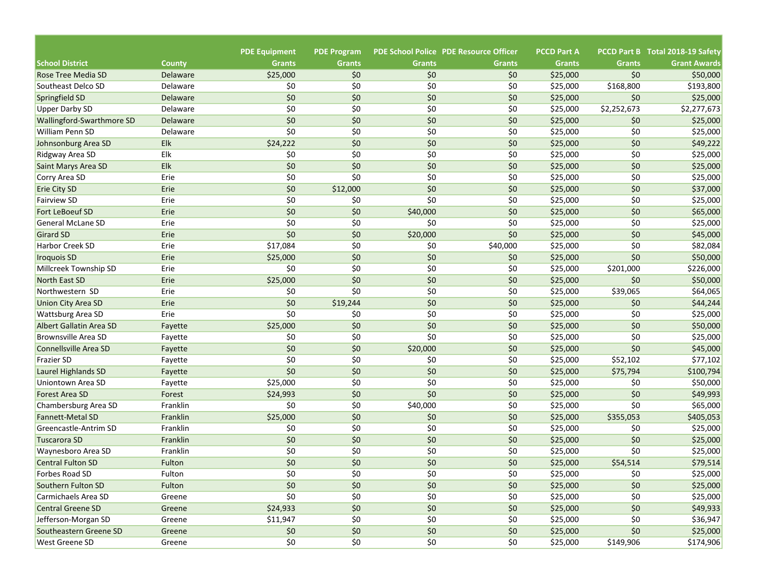| School District | County | PDE Equipment Grants | PDE Program Grants | PDE School Police Grants | PDE Resource Officer Grants | PCCD Part A Grants | PCCD Part B Grants | Total 2018-19 Safety Grant Awards |
|---|---|---|---|---|---|---|---|---|
| Rose Tree Media SD | Delaware | $25,000 | $0 | $0 | $0 | $25,000 | $0 | $50,000 |
| Southeast Delco SD | Delaware | $0 | $0 | $0 | $0 | $25,000 | $168,800 | $193,800 |
| Springfield SD | Delaware | $0 | $0 | $0 | $0 | $25,000 | $0 | $25,000 |
| Upper Darby SD | Delaware | $0 | $0 | $0 | $0 | $25,000 | $2,252,673 | $2,277,673 |
| Wallingford-Swarthmore SD | Delaware | $0 | $0 | $0 | $0 | $25,000 | $0 | $25,000 |
| William Penn SD | Delaware | $0 | $0 | $0 | $0 | $25,000 | $0 | $25,000 |
| Johnsonburg Area SD | Elk | $24,222 | $0 | $0 | $0 | $25,000 | $0 | $49,222 |
| Ridgway Area SD | Elk | $0 | $0 | $0 | $0 | $25,000 | $0 | $25,000 |
| Saint Marys Area SD | Elk | $0 | $0 | $0 | $0 | $25,000 | $0 | $25,000 |
| Corry Area SD | Erie | $0 | $0 | $0 | $0 | $25,000 | $0 | $25,000 |
| Erie City SD | Erie | $0 | $12,000 | $0 | $0 | $25,000 | $0 | $37,000 |
| Fairview SD | Erie | $0 | $0 | $0 | $0 | $25,000 | $0 | $25,000 |
| Fort LeBoeuf SD | Erie | $0 | $0 | $40,000 | $0 | $25,000 | $0 | $65,000 |
| General McLane SD | Erie | $0 | $0 | $0 | $0 | $25,000 | $0 | $25,000 |
| Girard SD | Erie | $0 | $0 | $20,000 | $0 | $25,000 | $0 | $45,000 |
| Harbor Creek SD | Erie | $17,084 | $0 | $0 | $40,000 | $25,000 | $0 | $82,084 |
| Iroquois SD | Erie | $25,000 | $0 | $0 | $0 | $25,000 | $0 | $50,000 |
| Millcreek Township SD | Erie | $0 | $0 | $0 | $0 | $25,000 | $201,000 | $226,000 |
| North East SD | Erie | $25,000 | $0 | $0 | $0 | $25,000 | $0 | $50,000 |
| Northwestern SD | Erie | $0 | $0 | $0 | $0 | $25,000 | $39,065 | $64,065 |
| Union City Area SD | Erie | $0 | $19,244 | $0 | $0 | $25,000 | $0 | $44,244 |
| Wattsburg Area SD | Erie | $0 | $0 | $0 | $0 | $25,000 | $0 | $25,000 |
| Albert Gallatin Area SD | Fayette | $25,000 | $0 | $0 | $0 | $25,000 | $0 | $50,000 |
| Brownsville Area SD | Fayette | $0 | $0 | $0 | $0 | $25,000 | $0 | $25,000 |
| Connellsville Area SD | Fayette | $0 | $0 | $20,000 | $0 | $25,000 | $0 | $45,000 |
| Frazier SD | Fayette | $0 | $0 | $0 | $0 | $25,000 | $52,102 | $77,102 |
| Laurel Highlands SD | Fayette | $0 | $0 | $0 | $0 | $25,000 | $75,794 | $100,794 |
| Uniontown Area SD | Fayette | $25,000 | $0 | $0 | $0 | $25,000 | $0 | $50,000 |
| Forest Area SD | Forest | $24,993 | $0 | $0 | $0 | $25,000 | $0 | $49,993 |
| Chambersburg Area SD | Franklin | $0 | $0 | $40,000 | $0 | $25,000 | $0 | $65,000 |
| Fannett-Metal SD | Franklin | $25,000 | $0 | $0 | $0 | $25,000 | $355,053 | $405,053 |
| Greencastle-Antrim SD | Franklin | $0 | $0 | $0 | $0 | $25,000 | $0 | $25,000 |
| Tuscarora SD | Franklin | $0 | $0 | $0 | $0 | $25,000 | $0 | $25,000 |
| Waynesboro Area SD | Franklin | $0 | $0 | $0 | $0 | $25,000 | $0 | $25,000 |
| Central Fulton SD | Fulton | $0 | $0 | $0 | $0 | $25,000 | $54,514 | $79,514 |
| Forbes Road SD | Fulton | $0 | $0 | $0 | $0 | $25,000 | $0 | $25,000 |
| Southern Fulton SD | Fulton | $0 | $0 | $0 | $0 | $25,000 | $0 | $25,000 |
| Carmichaels Area SD | Greene | $0 | $0 | $0 | $0 | $25,000 | $0 | $25,000 |
| Central Greene SD | Greene | $24,933 | $0 | $0 | $0 | $25,000 | $0 | $49,933 |
| Jefferson-Morgan SD | Greene | $11,947 | $0 | $0 | $0 | $25,000 | $0 | $36,947 |
| Southeastern Greene SD | Greene | $0 | $0 | $0 | $0 | $25,000 | $0 | $25,000 |
| West Greene SD | Greene | $0 | $0 | $0 | $0 | $25,000 | $149,906 | $174,906 |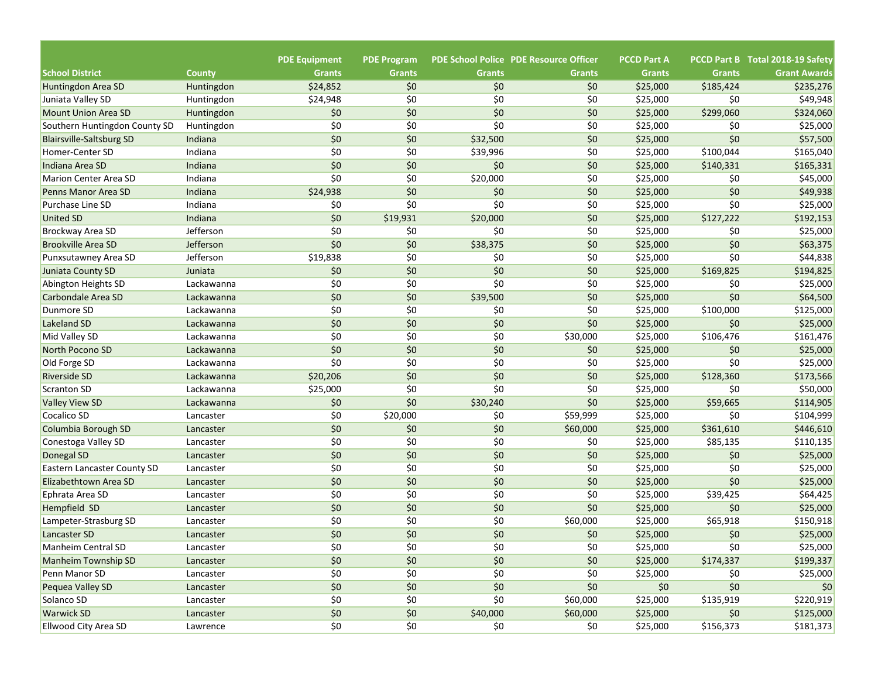| School District | County | PDE Equipment Grants | PDE Program Grants | PDE School Police Grants | PDE Resource Officer Grants | PCCD Part A Grants | PCCD Part B Grants | Total 2018-19 Safety Grant Awards |
|---|---|---|---|---|---|---|---|---|
| Huntingdon Area SD | Huntingdon | $24,852 | $0 | $0 | $0 | $25,000 | $185,424 | $235,276 |
| Juniata Valley SD | Huntingdon | $24,948 | $0 | $0 | $0 | $25,000 | $0 | $49,948 |
| Mount Union Area SD | Huntingdon | $0 | $0 | $0 | $0 | $25,000 | $299,060 | $324,060 |
| Southern Huntingdon County SD | Huntingdon | $0 | $0 | $0 | $0 | $25,000 | $0 | $25,000 |
| Blairsville-Saltsburg SD | Indiana | $0 | $0 | $32,500 | $0 | $25,000 | $0 | $57,500 |
| Homer-Center SD | Indiana | $0 | $0 | $39,996 | $0 | $25,000 | $100,044 | $165,040 |
| Indiana Area SD | Indiana | $0 | $0 | $0 | $0 | $25,000 | $140,331 | $165,331 |
| Marion Center Area SD | Indiana | $0 | $0 | $20,000 | $0 | $25,000 | $0 | $45,000 |
| Penns Manor Area SD | Indiana | $24,938 | $0 | $0 | $0 | $25,000 | $0 | $49,938 |
| Purchase Line SD | Indiana | $0 | $0 | $0 | $0 | $25,000 | $0 | $25,000 |
| United SD | Indiana | $0 | $19,931 | $20,000 | $0 | $25,000 | $127,222 | $192,153 |
| Brockway Area SD | Jefferson | $0 | $0 | $0 | $0 | $25,000 | $0 | $25,000 |
| Brookville Area SD | Jefferson | $0 | $0 | $38,375 | $0 | $25,000 | $0 | $63,375 |
| Punxsutawney Area SD | Jefferson | $19,838 | $0 | $0 | $0 | $25,000 | $0 | $44,838 |
| Juniata County SD | Juniata | $0 | $0 | $0 | $0 | $25,000 | $169,825 | $194,825 |
| Abington Heights SD | Lackawanna | $0 | $0 | $0 | $0 | $25,000 | $0 | $25,000 |
| Carbondale Area SD | Lackawanna | $0 | $0 | $39,500 | $0 | $25,000 | $0 | $64,500 |
| Dunmore SD | Lackawanna | $0 | $0 | $0 | $0 | $25,000 | $100,000 | $125,000 |
| Lakeland SD | Lackawanna | $0 | $0 | $0 | $0 | $25,000 | $0 | $25,000 |
| Mid Valley SD | Lackawanna | $0 | $0 | $0 | $30,000 | $25,000 | $106,476 | $161,476 |
| North Pocono SD | Lackawanna | $0 | $0 | $0 | $0 | $25,000 | $0 | $25,000 |
| Old Forge SD | Lackawanna | $0 | $0 | $0 | $0 | $25,000 | $0 | $25,000 |
| Riverside SD | Lackawanna | $20,206 | $0 | $0 | $0 | $25,000 | $128,360 | $173,566 |
| Scranton SD | Lackawanna | $25,000 | $0 | $0 | $0 | $25,000 | $0 | $50,000 |
| Valley View SD | Lackawanna | $0 | $0 | $30,240 | $0 | $25,000 | $59,665 | $114,905 |
| Cocalico SD | Lancaster | $0 | $20,000 | $0 | $59,999 | $25,000 | $0 | $104,999 |
| Columbia Borough SD | Lancaster | $0 | $0 | $0 | $60,000 | $25,000 | $361,610 | $446,610 |
| Conestoga Valley SD | Lancaster | $0 | $0 | $0 | $0 | $25,000 | $85,135 | $110,135 |
| Donegal SD | Lancaster | $0 | $0 | $0 | $0 | $25,000 | $0 | $25,000 |
| Eastern Lancaster County SD | Lancaster | $0 | $0 | $0 | $0 | $25,000 | $0 | $25,000 |
| Elizabethtown Area SD | Lancaster | $0 | $0 | $0 | $0 | $25,000 | $0 | $25,000 |
| Ephrata Area SD | Lancaster | $0 | $0 | $0 | $0 | $25,000 | $39,425 | $64,425 |
| Hempfield SD | Lancaster | $0 | $0 | $0 | $0 | $25,000 | $0 | $25,000 |
| Lampeter-Strasburg SD | Lancaster | $0 | $0 | $0 | $60,000 | $25,000 | $65,918 | $150,918 |
| Lancaster SD | Lancaster | $0 | $0 | $0 | $0 | $25,000 | $0 | $25,000 |
| Manheim Central SD | Lancaster | $0 | $0 | $0 | $0 | $25,000 | $0 | $25,000 |
| Manheim Township SD | Lancaster | $0 | $0 | $0 | $0 | $25,000 | $174,337 | $199,337 |
| Penn Manor SD | Lancaster | $0 | $0 | $0 | $0 | $25,000 | $0 | $25,000 |
| Pequea Valley SD | Lancaster | $0 | $0 | $0 | $0 | $0 | $0 | $0 |
| Solanco SD | Lancaster | $0 | $0 | $0 | $60,000 | $25,000 | $135,919 | $220,919 |
| Warwick SD | Lancaster | $0 | $0 | $40,000 | $60,000 | $25,000 | $0 | $125,000 |
| Ellwood City Area SD | Lawrence | $0 | $0 | $0 | $0 | $25,000 | $156,373 | $181,373 |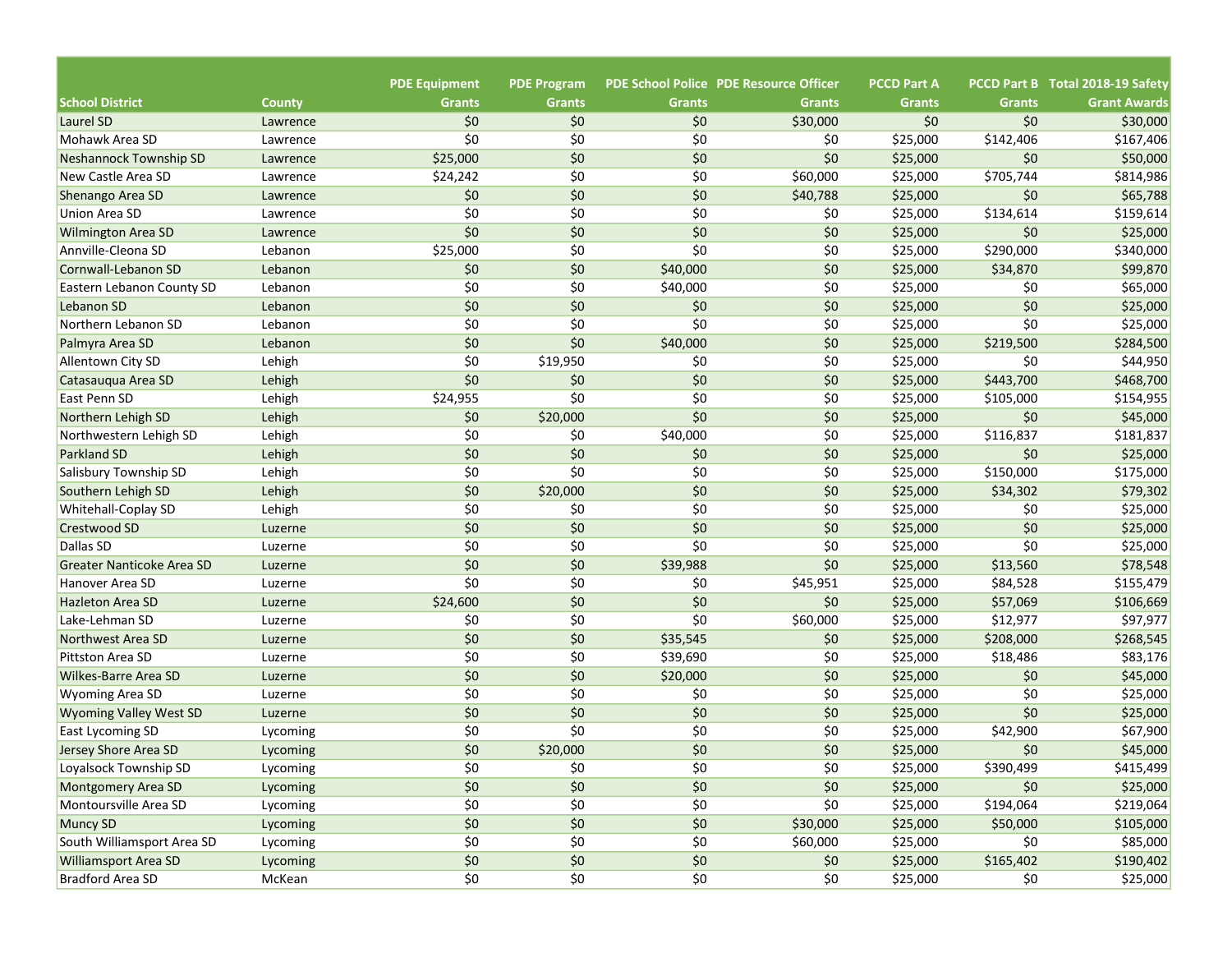| School District | County | PDE Equipment Grants | PDE Program Grants | PDE School Police Grants | PDE Resource Officer Grants | PCCD Part A Grants | PCCD Part B Grants | Total 2018-19 Safety Grant Awards |
|---|---|---|---|---|---|---|---|---|
| Laurel SD | Lawrence | $0 | $0 | $0 | $30,000 | $0 | $0 | $30,000 |
| Mohawk Area SD | Lawrence | $0 | $0 | $0 | $0 | $25,000 | $142,406 | $167,406 |
| Neshannock Township SD | Lawrence | $25,000 | $0 | $0 | $0 | $25,000 | $0 | $50,000 |
| New Castle Area SD | Lawrence | $24,242 | $0 | $0 | $60,000 | $25,000 | $705,744 | $814,986 |
| Shenango Area SD | Lawrence | $0 | $0 | $0 | $40,788 | $25,000 | $0 | $65,788 |
| Union Area SD | Lawrence | $0 | $0 | $0 | $0 | $25,000 | $134,614 | $159,614 |
| Wilmington Area SD | Lawrence | $0 | $0 | $0 | $0 | $25,000 | $0 | $25,000 |
| Annville-Cleona SD | Lebanon | $25,000 | $0 | $0 | $0 | $25,000 | $290,000 | $340,000 |
| Cornwall-Lebanon SD | Lebanon | $0 | $0 | $40,000 | $0 | $25,000 | $34,870 | $99,870 |
| Eastern Lebanon County SD | Lebanon | $0 | $0 | $40,000 | $0 | $25,000 | $0 | $65,000 |
| Lebanon SD | Lebanon | $0 | $0 | $0 | $0 | $25,000 | $0 | $25,000 |
| Northern Lebanon SD | Lebanon | $0 | $0 | $0 | $0 | $25,000 | $0 | $25,000 |
| Palmyra Area SD | Lebanon | $0 | $0 | $40,000 | $0 | $25,000 | $219,500 | $284,500 |
| Allentown City SD | Lehigh | $0 | $19,950 | $0 | $0 | $25,000 | $0 | $44,950 |
| Catasauqua Area SD | Lehigh | $0 | $0 | $0 | $0 | $25,000 | $443,700 | $468,700 |
| East Penn SD | Lehigh | $24,955 | $0 | $0 | $0 | $25,000 | $105,000 | $154,955 |
| Northern Lehigh SD | Lehigh | $0 | $20,000 | $0 | $0 | $25,000 | $0 | $45,000 |
| Northwestern Lehigh SD | Lehigh | $0 | $0 | $40,000 | $0 | $25,000 | $116,837 | $181,837 |
| Parkland SD | Lehigh | $0 | $0 | $0 | $0 | $25,000 | $0 | $25,000 |
| Salisbury Township SD | Lehigh | $0 | $0 | $0 | $0 | $25,000 | $150,000 | $175,000 |
| Southern Lehigh SD | Lehigh | $0 | $20,000 | $0 | $0 | $25,000 | $34,302 | $79,302 |
| Whitehall-Coplay SD | Lehigh | $0 | $0 | $0 | $0 | $25,000 | $0 | $25,000 |
| Crestwood SD | Luzerne | $0 | $0 | $0 | $0 | $25,000 | $0 | $25,000 |
| Dallas SD | Luzerne | $0 | $0 | $0 | $0 | $25,000 | $0 | $25,000 |
| Greater Nanticoke Area SD | Luzerne | $0 | $0 | $39,988 | $0 | $25,000 | $13,560 | $78,548 |
| Hanover Area SD | Luzerne | $0 | $0 | $0 | $45,951 | $25,000 | $84,528 | $155,479 |
| Hazleton Area SD | Luzerne | $24,600 | $0 | $0 | $0 | $25,000 | $57,069 | $106,669 |
| Lake-Lehman SD | Luzerne | $0 | $0 | $0 | $60,000 | $25,000 | $12,977 | $97,977 |
| Northwest Area SD | Luzerne | $0 | $0 | $35,545 | $0 | $25,000 | $208,000 | $268,545 |
| Pittston Area SD | Luzerne | $0 | $0 | $39,690 | $0 | $25,000 | $18,486 | $83,176 |
| Wilkes-Barre Area SD | Luzerne | $0 | $0 | $20,000 | $0 | $25,000 | $0 | $45,000 |
| Wyoming Area SD | Luzerne | $0 | $0 | $0 | $0 | $25,000 | $0 | $25,000 |
| Wyoming Valley West SD | Luzerne | $0 | $0 | $0 | $0 | $25,000 | $0 | $25,000 |
| East Lycoming SD | Lycoming | $0 | $0 | $0 | $0 | $25,000 | $42,900 | $67,900 |
| Jersey Shore Area SD | Lycoming | $0 | $20,000 | $0 | $0 | $25,000 | $0 | $45,000 |
| Loyalsock Township SD | Lycoming | $0 | $0 | $0 | $0 | $25,000 | $390,499 | $415,499 |
| Montgomery Area SD | Lycoming | $0 | $0 | $0 | $0 | $25,000 | $0 | $25,000 |
| Montoursville Area SD | Lycoming | $0 | $0 | $0 | $0 | $25,000 | $194,064 | $219,064 |
| Muncy SD | Lycoming | $0 | $0 | $0 | $30,000 | $25,000 | $50,000 | $105,000 |
| South Williamsport Area SD | Lycoming | $0 | $0 | $0 | $60,000 | $25,000 | $0 | $85,000 |
| Williamsport Area SD | Lycoming | $0 | $0 | $0 | $0 | $25,000 | $165,402 | $190,402 |
| Bradford Area SD | McKean | $0 | $0 | $0 | $0 | $25,000 | $0 | $25,000 |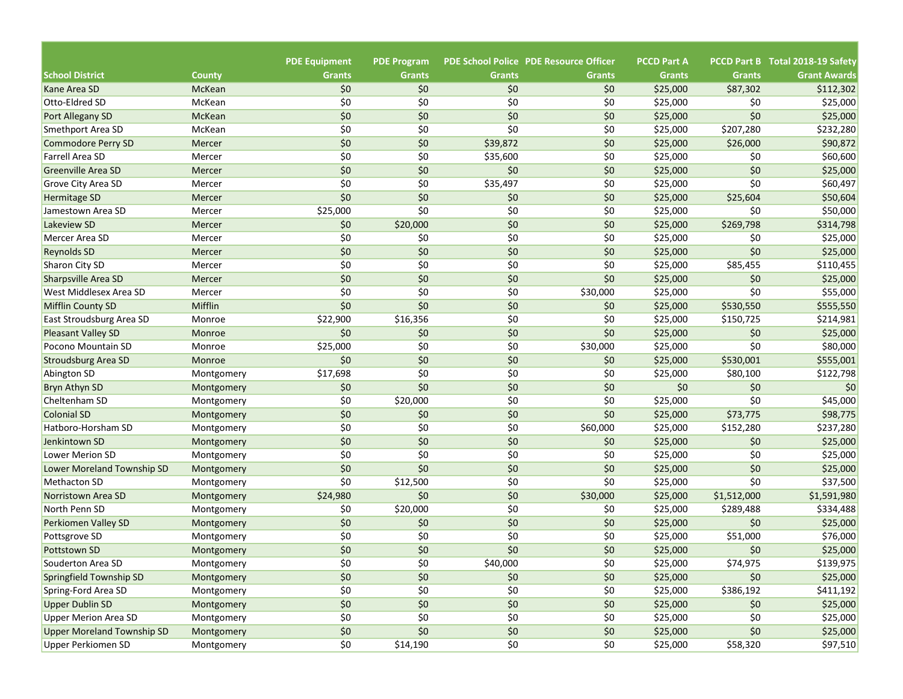| School District | County | PDE Equipment Grants | PDE Program Grants | PDE School Police Grants | PDE Resource Officer Grants | PCCD Part A Grants | PCCD Part B Grants | Total 2018-19 Safety Grant Awards |
|---|---|---|---|---|---|---|---|---|
| Kane Area SD | McKean | $0 | $0 | $0 | $0 | $25,000 | $87,302 | $112,302 |
| Otto-Eldred SD | McKean | $0 | $0 | $0 | $0 | $25,000 | $0 | $25,000 |
| Port Allegany SD | McKean | $0 | $0 | $0 | $0 | $25,000 | $0 | $25,000 |
| Smethport Area SD | McKean | $0 | $0 | $0 | $0 | $25,000 | $207,280 | $232,280 |
| Commodore Perry SD | Mercer | $0 | $0 | $39,872 | $0 | $25,000 | $26,000 | $90,872 |
| Farrell Area SD | Mercer | $0 | $0 | $35,600 | $0 | $25,000 | $0 | $60,600 |
| Greenville Area SD | Mercer | $0 | $0 | $0 | $0 | $25,000 | $0 | $25,000 |
| Grove City Area SD | Mercer | $0 | $0 | $35,497 | $0 | $25,000 | $0 | $60,497 |
| Hermitage SD | Mercer | $0 | $0 | $0 | $0 | $25,000 | $25,604 | $50,604 |
| Jamestown Area SD | Mercer | $25,000 | $0 | $0 | $0 | $25,000 | $0 | $50,000 |
| Lakeview SD | Mercer | $0 | $20,000 | $0 | $0 | $25,000 | $269,798 | $314,798 |
| Mercer Area SD | Mercer | $0 | $0 | $0 | $0 | $25,000 | $0 | $25,000 |
| Reynolds SD | Mercer | $0 | $0 | $0 | $0 | $25,000 | $0 | $25,000 |
| Sharon City SD | Mercer | $0 | $0 | $0 | $0 | $25,000 | $85,455 | $110,455 |
| Sharpsville Area SD | Mercer | $0 | $0 | $0 | $0 | $25,000 | $0 | $25,000 |
| West Middlesex Area SD | Mercer | $0 | $0 | $0 | $30,000 | $25,000 | $0 | $55,000 |
| Mifflin County SD | Mifflin | $0 | $0 | $0 | $0 | $25,000 | $530,550 | $555,550 |
| East Stroudsburg Area SD | Monroe | $22,900 | $16,356 | $0 | $0 | $25,000 | $150,725 | $214,981 |
| Pleasant Valley SD | Monroe | $0 | $0 | $0 | $0 | $25,000 | $0 | $25,000 |
| Pocono Mountain SD | Monroe | $25,000 | $0 | $0 | $30,000 | $25,000 | $0 | $80,000 |
| Stroudsburg Area SD | Monroe | $0 | $0 | $0 | $0 | $25,000 | $530,001 | $555,001 |
| Abington SD | Montgomery | $17,698 | $0 | $0 | $0 | $25,000 | $80,100 | $122,798 |
| Bryn Athyn SD | Montgomery | $0 | $0 | $0 | $0 | $0 | $0 | $0 |
| Cheltenham SD | Montgomery | $0 | $20,000 | $0 | $0 | $25,000 | $0 | $45,000 |
| Colonial SD | Montgomery | $0 | $0 | $0 | $0 | $25,000 | $73,775 | $98,775 |
| Hatboro-Horsham SD | Montgomery | $0 | $0 | $0 | $60,000 | $25,000 | $152,280 | $237,280 |
| Jenkintown SD | Montgomery | $0 | $0 | $0 | $0 | $25,000 | $0 | $25,000 |
| Lower Merion SD | Montgomery | $0 | $0 | $0 | $0 | $25,000 | $0 | $25,000 |
| Lower Moreland Township SD | Montgomery | $0 | $0 | $0 | $0 | $25,000 | $0 | $25,000 |
| Methacton SD | Montgomery | $0 | $12,500 | $0 | $0 | $25,000 | $0 | $37,500 |
| Norristown Area SD | Montgomery | $24,980 | $0 | $0 | $30,000 | $25,000 | $1,512,000 | $1,591,980 |
| North Penn SD | Montgomery | $0 | $20,000 | $0 | $0 | $25,000 | $289,488 | $334,488 |
| Perkiomen Valley SD | Montgomery | $0 | $0 | $0 | $0 | $25,000 | $0 | $25,000 |
| Pottsgrove SD | Montgomery | $0 | $0 | $0 | $0 | $25,000 | $51,000 | $76,000 |
| Pottstown SD | Montgomery | $0 | $0 | $0 | $0 | $25,000 | $0 | $25,000 |
| Souderton Area SD | Montgomery | $0 | $0 | $40,000 | $0 | $25,000 | $74,975 | $139,975 |
| Springfield Township SD | Montgomery | $0 | $0 | $0 | $0 | $25,000 | $0 | $25,000 |
| Spring-Ford Area SD | Montgomery | $0 | $0 | $0 | $0 | $25,000 | $386,192 | $411,192 |
| Upper Dublin SD | Montgomery | $0 | $0 | $0 | $0 | $25,000 | $0 | $25,000 |
| Upper Merion Area SD | Montgomery | $0 | $0 | $0 | $0 | $25,000 | $0 | $25,000 |
| Upper Moreland Township SD | Montgomery | $0 | $0 | $0 | $0 | $25,000 | $0 | $25,000 |
| Upper Perkiomen SD | Montgomery | $0 | $14,190 | $0 | $0 | $25,000 | $58,320 | $97,510 |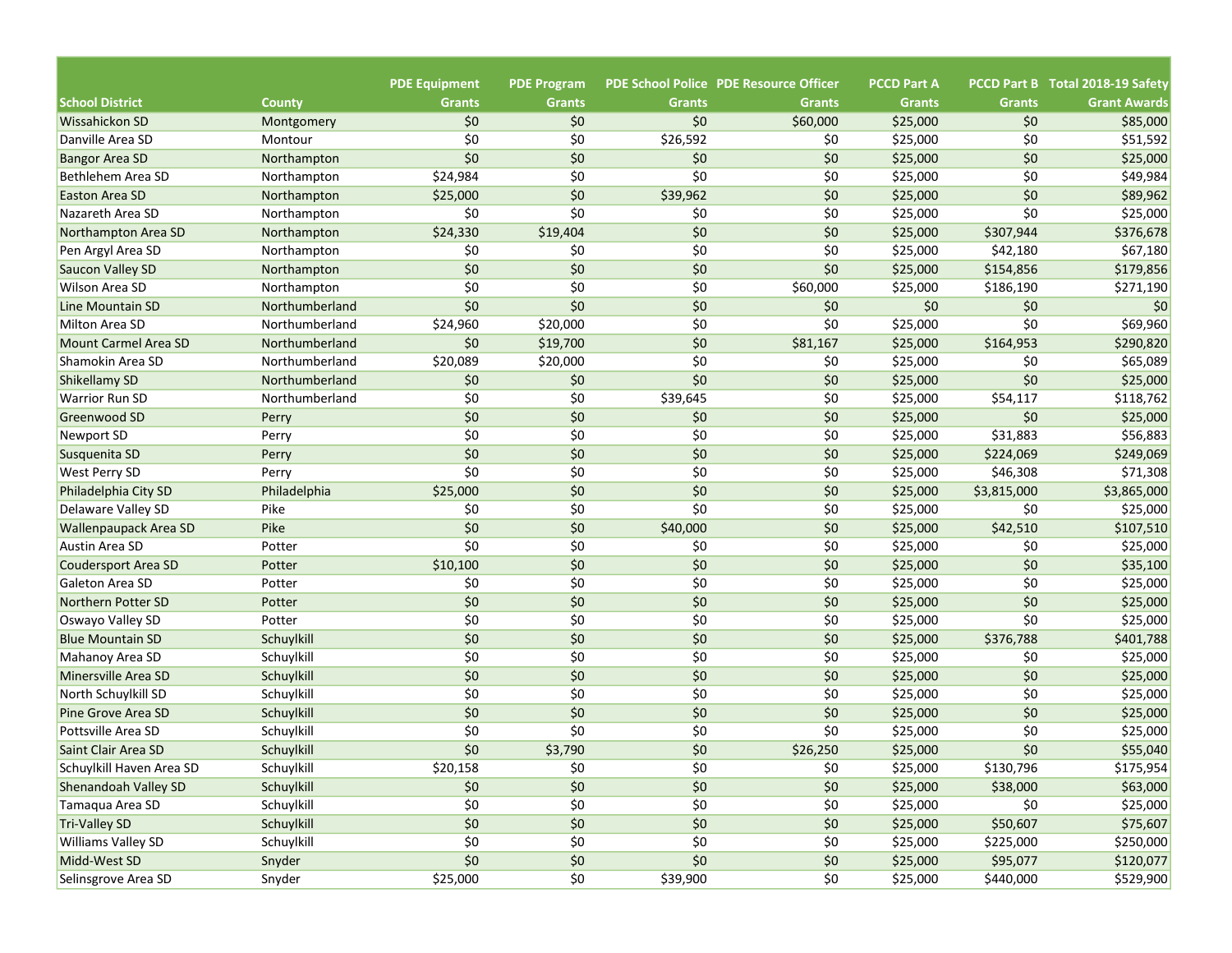| School District | County | PDE Equipment Grants | PDE Program Grants | PDE School Police Grants | PDE Resource Officer Grants | PCCD Part A Grants | PCCD Part B Grants | Total 2018-19 Safety Grant Awards |
|---|---|---|---|---|---|---|---|---|
| Wissahickon SD | Montgomery | $0 | $0 | $0 | $60,000 | $25,000 | $0 | $85,000 |
| Danville Area SD | Montour | $0 | $0 | $26,592 | $0 | $25,000 | $0 | $51,592 |
| Bangor Area SD | Northampton | $0 | $0 | $0 | $0 | $25,000 | $0 | $25,000 |
| Bethlehem Area SD | Northampton | $24,984 | $0 | $0 | $0 | $25,000 | $0 | $49,984 |
| Easton Area SD | Northampton | $25,000 | $0 | $39,962 | $0 | $25,000 | $0 | $89,962 |
| Nazareth Area SD | Northampton | $0 | $0 | $0 | $0 | $25,000 | $0 | $25,000 |
| Northampton Area SD | Northampton | $24,330 | $19,404 | $0 | $0 | $25,000 | $307,944 | $376,678 |
| Pen Argyl Area SD | Northampton | $0 | $0 | $0 | $0 | $25,000 | $42,180 | $67,180 |
| Saucon Valley SD | Northampton | $0 | $0 | $0 | $0 | $25,000 | $154,856 | $179,856 |
| Wilson Area SD | Northampton | $0 | $0 | $0 | $60,000 | $25,000 | $186,190 | $271,190 |
| Line Mountain SD | Northumberland | $0 | $0 | $0 | $0 | $0 | $0 | $0 |
| Milton Area SD | Northumberland | $24,960 | $20,000 | $0 | $0 | $25,000 | $0 | $69,960 |
| Mount Carmel Area SD | Northumberland | $0 | $19,700 | $0 | $81,167 | $25,000 | $164,953 | $290,820 |
| Shamokin Area SD | Northumberland | $20,089 | $20,000 | $0 | $0 | $25,000 | $0 | $65,089 |
| Shikellamy SD | Northumberland | $0 | $0 | $0 | $0 | $25,000 | $0 | $25,000 |
| Warrior Run SD | Northumberland | $0 | $0 | $39,645 | $0 | $25,000 | $54,117 | $118,762 |
| Greenwood SD | Perry | $0 | $0 | $0 | $0 | $25,000 | $0 | $25,000 |
| Newport SD | Perry | $0 | $0 | $0 | $0 | $25,000 | $31,883 | $56,883 |
| Susquenita SD | Perry | $0 | $0 | $0 | $0 | $25,000 | $224,069 | $249,069 |
| West Perry SD | Perry | $0 | $0 | $0 | $0 | $25,000 | $46,308 | $71,308 |
| Philadelphia City SD | Philadelphia | $25,000 | $0 | $0 | $0 | $25,000 | $3,815,000 | $3,865,000 |
| Delaware Valley SD | Pike | $0 | $0 | $0 | $0 | $25,000 | $0 | $25,000 |
| Wallenpaupack Area SD | Pike | $0 | $0 | $40,000 | $0 | $25,000 | $42,510 | $107,510 |
| Austin Area SD | Potter | $0 | $0 | $0 | $0 | $25,000 | $0 | $25,000 |
| Coudersport Area SD | Potter | $10,100 | $0 | $0 | $0 | $25,000 | $0 | $35,100 |
| Galeton Area SD | Potter | $0 | $0 | $0 | $0 | $25,000 | $0 | $25,000 |
| Northern Potter SD | Potter | $0 | $0 | $0 | $0 | $25,000 | $0 | $25,000 |
| Oswayo Valley SD | Potter | $0 | $0 | $0 | $0 | $25,000 | $0 | $25,000 |
| Blue Mountain SD | Schuylkill | $0 | $0 | $0 | $0 | $25,000 | $376,788 | $401,788 |
| Mahanoy Area SD | Schuylkill | $0 | $0 | $0 | $0 | $25,000 | $0 | $25,000 |
| Minersville Area SD | Schuylkill | $0 | $0 | $0 | $0 | $25,000 | $0 | $25,000 |
| North Schuylkill SD | Schuylkill | $0 | $0 | $0 | $0 | $25,000 | $0 | $25,000 |
| Pine Grove Area SD | Schuylkill | $0 | $0 | $0 | $0 | $25,000 | $0 | $25,000 |
| Pottsville Area SD | Schuylkill | $0 | $0 | $0 | $0 | $25,000 | $0 | $25,000 |
| Saint Clair Area SD | Schuylkill | $0 | $3,790 | $0 | $26,250 | $25,000 | $0 | $55,040 |
| Schuylkill Haven Area SD | Schuylkill | $20,158 | $0 | $0 | $0 | $25,000 | $130,796 | $175,954 |
| Shenandoah Valley SD | Schuylkill | $0 | $0 | $0 | $0 | $25,000 | $38,000 | $63,000 |
| Tamaqua Area SD | Schuylkill | $0 | $0 | $0 | $0 | $25,000 | $0 | $25,000 |
| Tri-Valley SD | Schuylkill | $0 | $0 | $0 | $0 | $25,000 | $50,607 | $75,607 |
| Williams Valley SD | Schuylkill | $0 | $0 | $0 | $0 | $25,000 | $225,000 | $250,000 |
| Midd-West SD | Snyder | $0 | $0 | $0 | $0 | $25,000 | $95,077 | $120,077 |
| Selinsgrove Area SD | Snyder | $25,000 | $0 | $39,900 | $0 | $25,000 | $440,000 | $529,900 |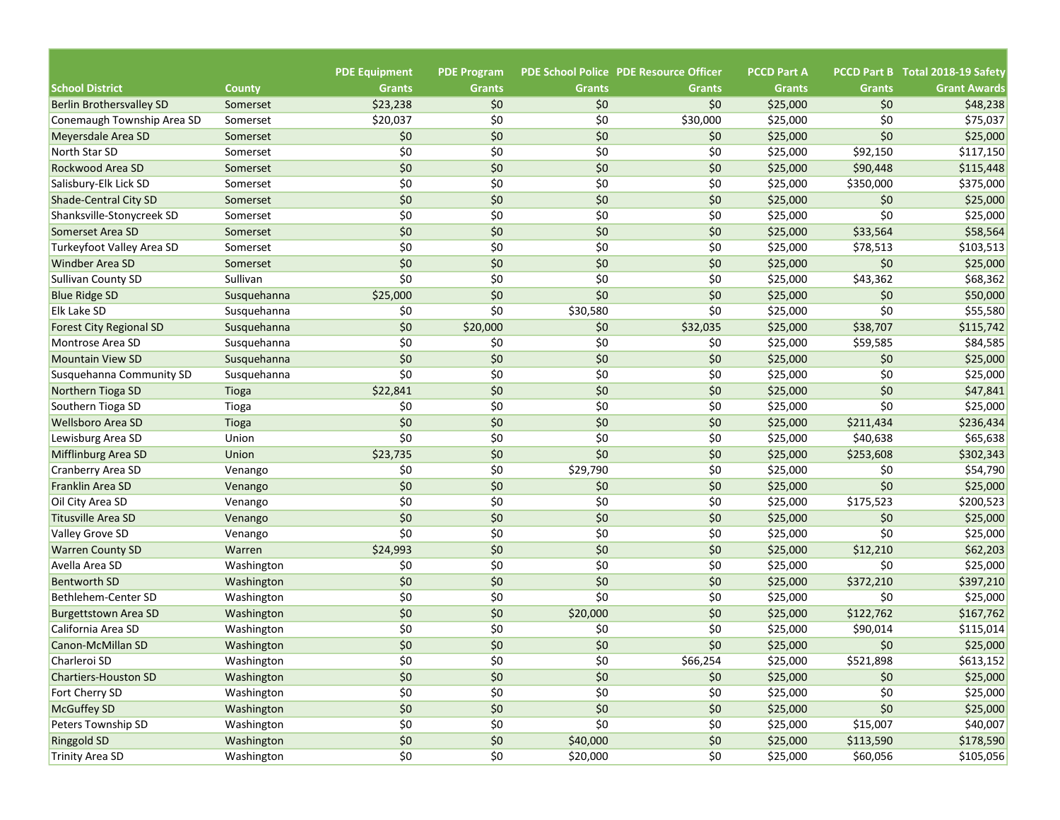| School District | County | PDE Equipment Grants | PDE Program Grants | PDE School Police Grants | PDE Resource Officer Grants | PCCD Part A Grants | PCCD Part B Grants | Total 2018-19 Safety Grant Awards |
|---|---|---|---|---|---|---|---|---|
| Berlin Brothersvalley SD | Somerset | $23,238 | $0 | $0 | $0 | $25,000 | $0 | $48,238 |
| Conemaugh Township Area SD | Somerset | $20,037 | $0 | $0 | $30,000 | $25,000 | $0 | $75,037 |
| Meyersdale Area SD | Somerset | $0 | $0 | $0 | $0 | $25,000 | $0 | $25,000 |
| North Star SD | Somerset | $0 | $0 | $0 | $0 | $25,000 | $92,150 | $117,150 |
| Rockwood Area SD | Somerset | $0 | $0 | $0 | $0 | $25,000 | $90,448 | $115,448 |
| Salisbury-Elk Lick SD | Somerset | $0 | $0 | $0 | $0 | $25,000 | $350,000 | $375,000 |
| Shade-Central City SD | Somerset | $0 | $0 | $0 | $0 | $25,000 | $0 | $25,000 |
| Shanksville-Stonycreek SD | Somerset | $0 | $0 | $0 | $0 | $25,000 | $0 | $25,000 |
| Somerset Area SD | Somerset | $0 | $0 | $0 | $0 | $25,000 | $33,564 | $58,564 |
| Turkeyfoot Valley Area SD | Somerset | $0 | $0 | $0 | $0 | $25,000 | $78,513 | $103,513 |
| Windber Area SD | Somerset | $0 | $0 | $0 | $0 | $25,000 | $0 | $25,000 |
| Sullivan County SD | Sullivan | $0 | $0 | $0 | $0 | $25,000 | $43,362 | $68,362 |
| Blue Ridge SD | Susquehanna | $25,000 | $0 | $0 | $0 | $25,000 | $0 | $50,000 |
| Elk Lake SD | Susquehanna | $0 | $0 | $30,580 | $0 | $25,000 | $0 | $55,580 |
| Forest City Regional SD | Susquehanna | $0 | $20,000 | $0 | $32,035 | $25,000 | $38,707 | $115,742 |
| Montrose Area SD | Susquehanna | $0 | $0 | $0 | $0 | $25,000 | $59,585 | $84,585 |
| Mountain View SD | Susquehanna | $0 | $0 | $0 | $0 | $25,000 | $0 | $25,000 |
| Susquehanna Community SD | Susquehanna | $0 | $0 | $0 | $0 | $25,000 | $0 | $25,000 |
| Northern Tioga SD | Tioga | $22,841 | $0 | $0 | $0 | $25,000 | $0 | $47,841 |
| Southern Tioga SD | Tioga | $0 | $0 | $0 | $0 | $25,000 | $0 | $25,000 |
| Wellsboro Area SD | Tioga | $0 | $0 | $0 | $0 | $25,000 | $211,434 | $236,434 |
| Lewisburg Area SD | Union | $0 | $0 | $0 | $0 | $25,000 | $40,638 | $65,638 |
| Mifflinburg Area SD | Union | $23,735 | $0 | $0 | $0 | $25,000 | $253,608 | $302,343 |
| Cranberry Area SD | Venango | $0 | $0 | $29,790 | $0 | $25,000 | $0 | $54,790 |
| Franklin Area SD | Venango | $0 | $0 | $0 | $0 | $25,000 | $0 | $25,000 |
| Oil City Area SD | Venango | $0 | $0 | $0 | $0 | $25,000 | $175,523 | $200,523 |
| Titusville Area SD | Venango | $0 | $0 | $0 | $0 | $25,000 | $0 | $25,000 |
| Valley Grove SD | Venango | $0 | $0 | $0 | $0 | $25,000 | $0 | $25,000 |
| Warren County SD | Warren | $24,993 | $0 | $0 | $0 | $25,000 | $12,210 | $62,203 |
| Avella Area SD | Washington | $0 | $0 | $0 | $0 | $25,000 | $0 | $25,000 |
| Bentworth SD | Washington | $0 | $0 | $0 | $0 | $25,000 | $372,210 | $397,210 |
| Bethlehem-Center SD | Washington | $0 | $0 | $0 | $0 | $25,000 | $0 | $25,000 |
| Burgettstown Area SD | Washington | $0 | $0 | $20,000 | $0 | $25,000 | $122,762 | $167,762 |
| California Area SD | Washington | $0 | $0 | $0 | $0 | $25,000 | $90,014 | $115,014 |
| Canon-McMillan SD | Washington | $0 | $0 | $0 | $0 | $25,000 | $0 | $25,000 |
| Charleroi SD | Washington | $0 | $0 | $0 | $66,254 | $25,000 | $521,898 | $613,152 |
| Chartiers-Houston SD | Washington | $0 | $0 | $0 | $0 | $25,000 | $0 | $25,000 |
| Fort Cherry SD | Washington | $0 | $0 | $0 | $0 | $25,000 | $0 | $25,000 |
| McGuffey SD | Washington | $0 | $0 | $0 | $0 | $25,000 | $0 | $25,000 |
| Peters Township SD | Washington | $0 | $0 | $0 | $0 | $25,000 | $15,007 | $40,007 |
| Ringgold SD | Washington | $0 | $0 | $40,000 | $0 | $25,000 | $113,590 | $178,590 |
| Trinity Area SD | Washington | $0 | $0 | $20,000 | $0 | $25,000 | $60,056 | $105,056 |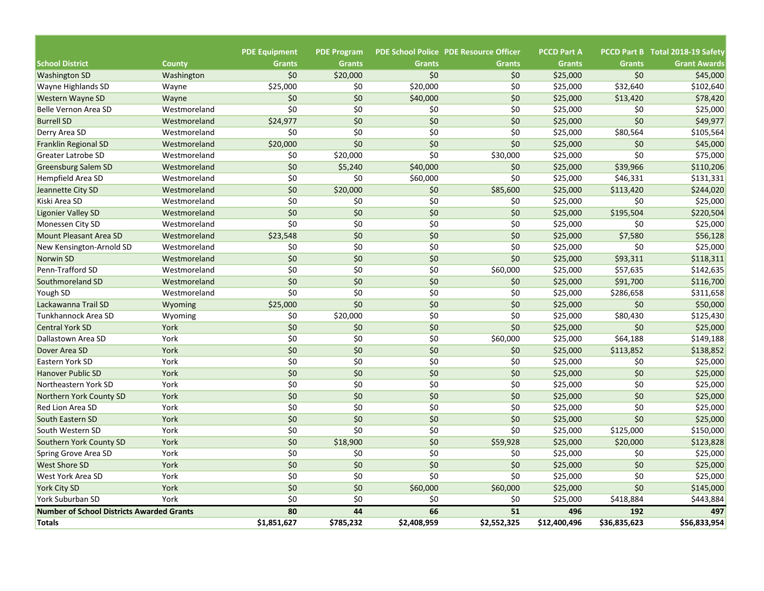| School District | County | PDE Equipment Grants | PDE Program Grants | PDE School Police Grants | PDE Resource Officer Grants | PCCD Part A Grants | PCCD Part B Grants | Total 2018-19 Safety Grant Awards |
|---|---|---|---|---|---|---|---|---|
| Washington SD | Washington | $0 | $20,000 | $0 | $0 | $25,000 | $0 | $45,000 |
| Wayne Highlands SD | Wayne | $25,000 | $0 | $20,000 | $0 | $25,000 | $32,640 | $102,640 |
| Western Wayne SD | Wayne | $0 | $0 | $40,000 | $0 | $25,000 | $13,420 | $78,420 |
| Belle Vernon Area SD | Westmoreland | $0 | $0 | $0 | $0 | $25,000 | $0 | $25,000 |
| Burrell SD | Westmoreland | $24,977 | $0 | $0 | $0 | $25,000 | $0 | $49,977 |
| Derry Area SD | Westmoreland | $0 | $0 | $0 | $0 | $25,000 | $80,564 | $105,564 |
| Franklin Regional SD | Westmoreland | $20,000 | $0 | $0 | $0 | $25,000 | $0 | $45,000 |
| Greater Latrobe SD | Westmoreland | $0 | $20,000 | $0 | $30,000 | $25,000 | $0 | $75,000 |
| Greensburg Salem SD | Westmoreland | $0 | $5,240 | $40,000 | $0 | $25,000 | $39,966 | $110,206 |
| Hempfield Area SD | Westmoreland | $0 | $0 | $60,000 | $0 | $25,000 | $46,331 | $131,331 |
| Jeannette City SD | Westmoreland | $0 | $20,000 | $0 | $85,600 | $25,000 | $113,420 | $244,020 |
| Kiski Area SD | Westmoreland | $0 | $0 | $0 | $0 | $25,000 | $0 | $25,000 |
| Ligonier Valley SD | Westmoreland | $0 | $0 | $0 | $0 | $25,000 | $195,504 | $220,504 |
| Monessen City SD | Westmoreland | $0 | $0 | $0 | $0 | $25,000 | $0 | $25,000 |
| Mount Pleasant Area SD | Westmoreland | $23,548 | $0 | $0 | $0 | $25,000 | $7,580 | $56,128 |
| New Kensington-Arnold SD | Westmoreland | $0 | $0 | $0 | $0 | $25,000 | $0 | $25,000 |
| Norwin SD | Westmoreland | $0 | $0 | $0 | $0 | $25,000 | $93,311 | $118,311 |
| Penn-Trafford SD | Westmoreland | $0 | $0 | $0 | $60,000 | $25,000 | $57,635 | $142,635 |
| Southmoreland SD | Westmoreland | $0 | $0 | $0 | $0 | $25,000 | $91,700 | $116,700 |
| Yough SD | Westmoreland | $0 | $0 | $0 | $0 | $25,000 | $286,658 | $311,658 |
| Lackawanna Trail SD | Wyoming | $25,000 | $0 | $0 | $0 | $25,000 | $0 | $50,000 |
| Tunkhannock Area SD | Wyoming | $0 | $20,000 | $0 | $0 | $25,000 | $80,430 | $125,430 |
| Central York SD | York | $0 | $0 | $0 | $0 | $25,000 | $0 | $25,000 |
| Dallastown Area SD | York | $0 | $0 | $0 | $60,000 | $25,000 | $64,188 | $149,188 |
| Dover Area SD | York | $0 | $0 | $0 | $0 | $25,000 | $113,852 | $138,852 |
| Eastern York SD | York | $0 | $0 | $0 | $0 | $25,000 | $0 | $25,000 |
| Hanover Public SD | York | $0 | $0 | $0 | $0 | $25,000 | $0 | $25,000 |
| Northeastern York SD | York | $0 | $0 | $0 | $0 | $25,000 | $0 | $25,000 |
| Northern York County SD | York | $0 | $0 | $0 | $0 | $25,000 | $0 | $25,000 |
| Red Lion Area SD | York | $0 | $0 | $0 | $0 | $25,000 | $0 | $25,000 |
| South Eastern SD | York | $0 | $0 | $0 | $0 | $25,000 | $0 | $25,000 |
| South Western SD | York | $0 | $0 | $0 | $0 | $25,000 | $125,000 | $150,000 |
| Southern York County SD | York | $0 | $18,900 | $0 | $59,928 | $25,000 | $20,000 | $123,828 |
| Spring Grove Area SD | York | $0 | $0 | $0 | $0 | $25,000 | $0 | $25,000 |
| West Shore SD | York | $0 | $0 | $0 | $0 | $25,000 | $0 | $25,000 |
| West York Area SD | York | $0 | $0 | $0 | $0 | $25,000 | $0 | $25,000 |
| York City SD | York | $0 | $0 | $60,000 | $60,000 | $25,000 | $0 | $145,000 |
| York Suburban SD | York | $0 | $0 | $0 | $0 | $25,000 | $418,884 | $443,884 |
| **Number of School Districts Awarded Grants** | | **80** | **44** | **66** | **51** | **496** | **192** | **497** |
| **Totals** | | **$1,851,627** | **$785,232** | **$2,408,959** | **$2,552,325** | **$12,400,496** | **$36,835,623** | **$56,833,954** |